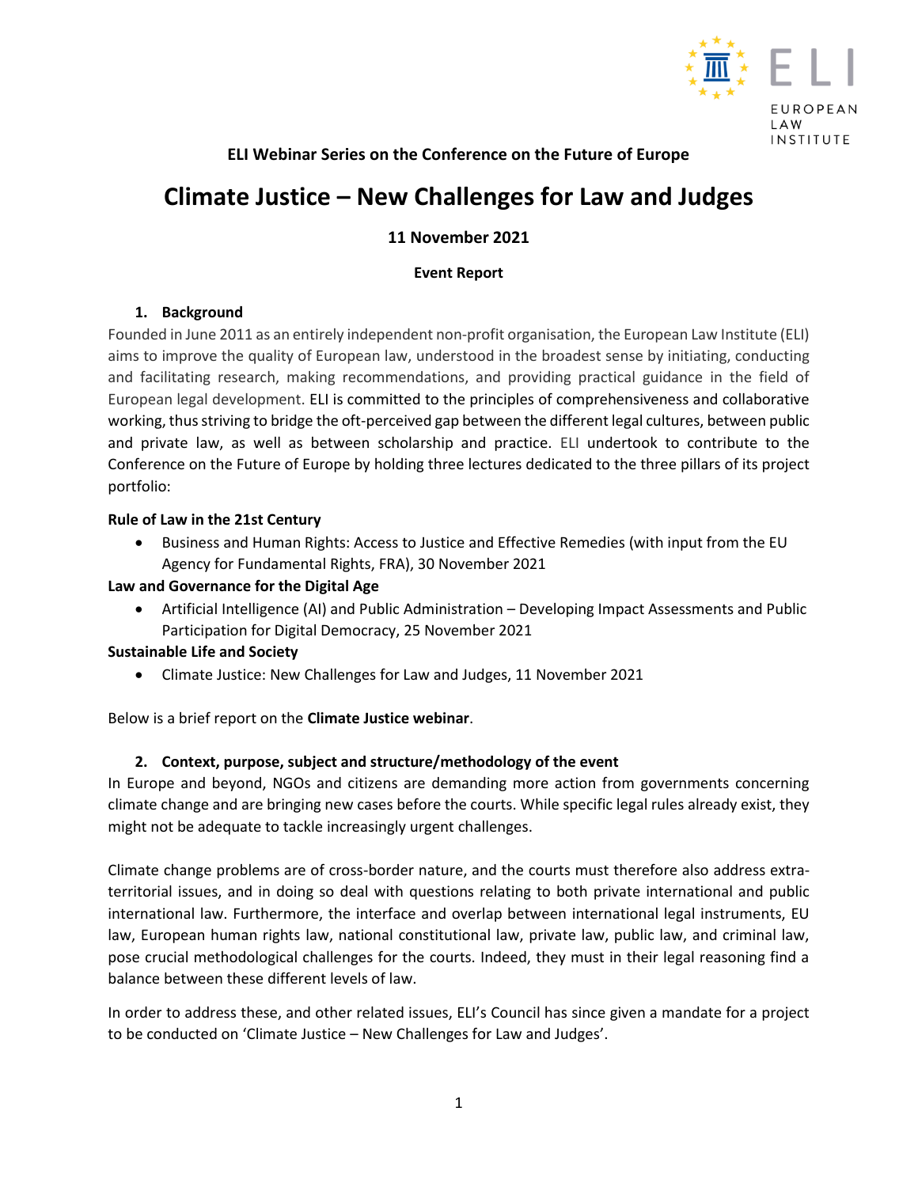**ELI Webinar Series on the Conference on the Future of Europe**

# Climate Justice – New Challenges for Law and Judges

**11 November 2021**

**Event Report**

## 1. Background

Founded in June 2011 as an entirely independent non-profit organisation, the European Law Institute (ELI) aims to improve the quality of European law, understood in the broadest sense by initiating, conducting and facilitating research, making recommendations, and providing practical guidance in the field of European legal development. ELI is committed to the principles of comprehensiveness and collaborative working, thus striving to bridge the oft-perceived gap between the different legal cultures, between public and private law, as well as between scholarship and practice. ELI undertook to contribute to the Conference on the Future of Europe by holding three lectures dedicated to the three pillars of its project portfolio:

**Rule of Law in the 21st Century**

- Business and Human Rights: Access to Justice and Effective Remedies (with input from the EU Agency for Fundamental Rights, FRA), 30 November 2021

**Law and Governance for the Digital Age**

- Artificial Intelligence (AI) and Public Administration – Developing Impact Assessments and Public Participation for Digital Democracy, 25 November 2021

**Sustainable Life and Society**

- Climate Justice: New Challenges for Law and Judges, 11 November 2021

Below is a brief report on the **Climate Justice webinar**.

## 2. Context, purpose, subject and structure/methodology of the event

In Europe and beyond, NGOs and citizens are demanding more action from governments concerning climate change and are bringing new cases before the courts. While specific legal rules already exist, they might not be adequate to tackle increasingly urgent challenges.

Climate change problems are of cross-border nature, and the courts must therefore also address extra-territorial issues, and in doing so deal with questions relating to both private international and public international law. Furthermore, the interface and overlap between international legal instruments, EU law, European human rights law, national constitutional law, private law, public law, and criminal law, pose crucial methodological challenges for the courts. Indeed, they must in their legal reasoning find a balance between these different levels of law.

In order to address these, and other related issues, ELI's Council has since given a mandate for a project to be conducted on 'Climate Justice – New Challenges for Law and Judges'.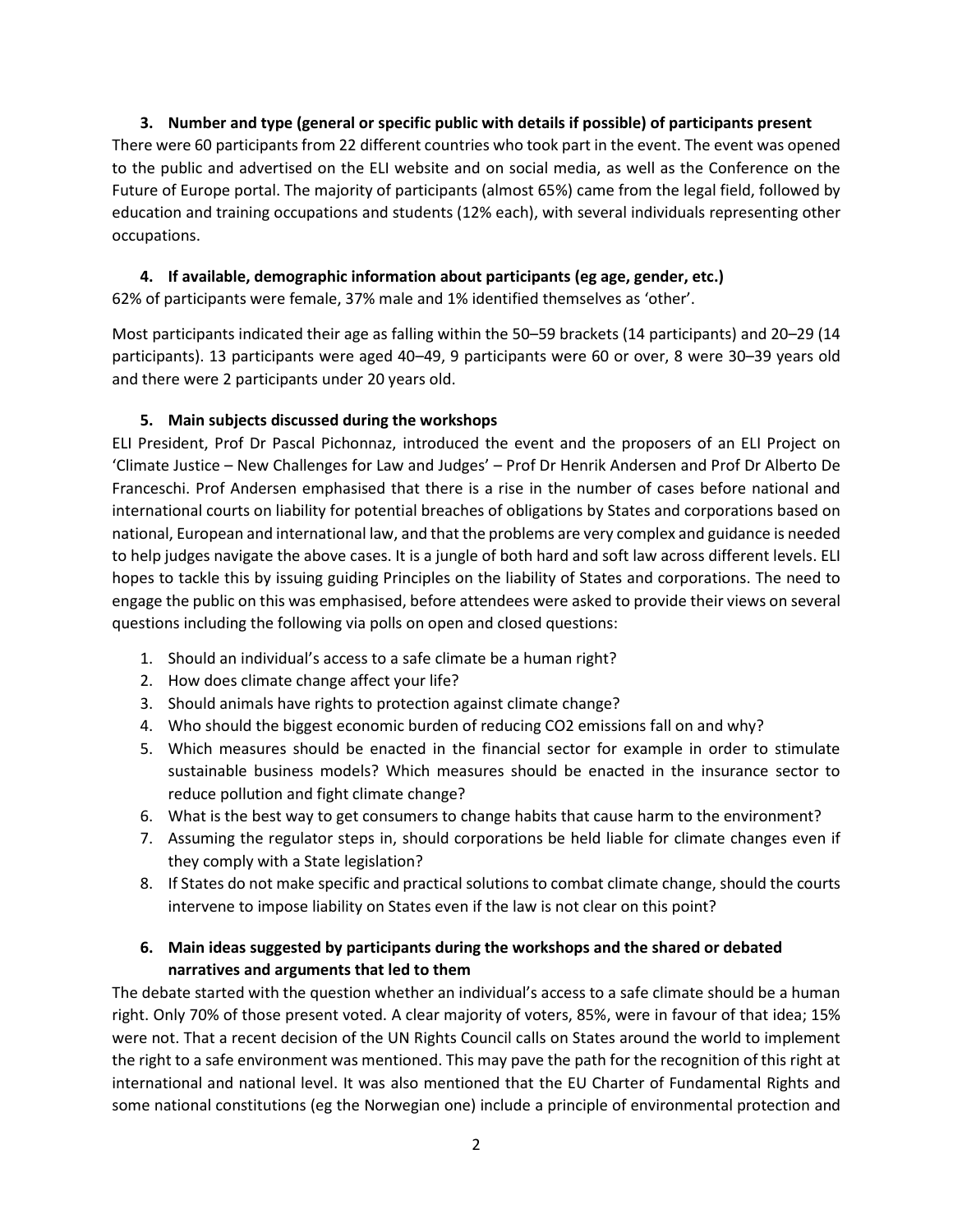### 3. Number and type (general or specific public with details if possible) of participants present

There were 60 participants from 22 different countries who took part in the event. The event was opened to the public and advertised on the ELI website and on social media, as well as the Conference on the Future of Europe portal. The majority of participants (almost 65%) came from the legal field, followed by education and training occupations and students (12% each), with several individuals representing other occupations.

### 4. If available, demographic information about participants (eg age, gender, etc.)

62% of participants were female, 37% male and 1% identified themselves as 'other'.

Most participants indicated their age as falling within the 50–59 brackets (14 participants) and 20–29 (14 participants). 13 participants were aged 40–49, 9 participants were 60 or over, 8 were 30–39 years old and there were 2 participants under 20 years old.

### 5. Main subjects discussed during the workshops

ELI President, Prof Dr Pascal Pichonnaz, introduced the event and the proposers of an ELI Project on 'Climate Justice – New Challenges for Law and Judges' – Prof Dr Henrik Andersen and Prof Dr Alberto De Franceschi. Prof Andersen emphasised that there is a rise in the number of cases before national and international courts on liability for potential breaches of obligations by States and corporations based on national, European and international law, and that the problems are very complex and guidance is needed to help judges navigate the above cases. It is a jungle of both hard and soft law across different levels. ELI hopes to tackle this by issuing guiding Principles on the liability of States and corporations. The need to engage the public on this was emphasised, before attendees were asked to provide their views on several questions including the following via polls on open and closed questions:

1. Should an individual's access to a safe climate be a human right?
2. How does climate change affect your life?
3. Should animals have rights to protection against climate change?
4. Who should the biggest economic burden of reducing $CO_2$ emissions fall on and why?
5. Which measures should be enacted in the financial sector for example in order to stimulate sustainable business models? Which measures should be enacted in the insurance sector to reduce pollution and fight climate change?
6. What is the best way to get consumers to change habits that cause harm to the environment?
7. Assuming the regulator steps in, should corporations be held liable for climate changes even if they comply with a State legislation?
8. If States do not make specific and practical solutions to combat climate change, should the courts intervene to impose liability on States even if the law is not clear on this point?

### 6. Main ideas suggested by participants during the workshops and the shared or debated narratives and arguments that led to them

The debate started with the question whether an individual's access to a safe climate should be a human right. Only 70% of those present voted. A clear majority of voters, 85%, were in favour of that idea; 15% were not. That a recent decision of the UN Rights Council calls on States around the world to implement the right to a safe environment was mentioned. This may pave the path for the recognition of this right at international and national level. It was also mentioned that the EU Charter of Fundamental Rights and some national constitutions (eg the Norwegian one) include a principle of environmental protection and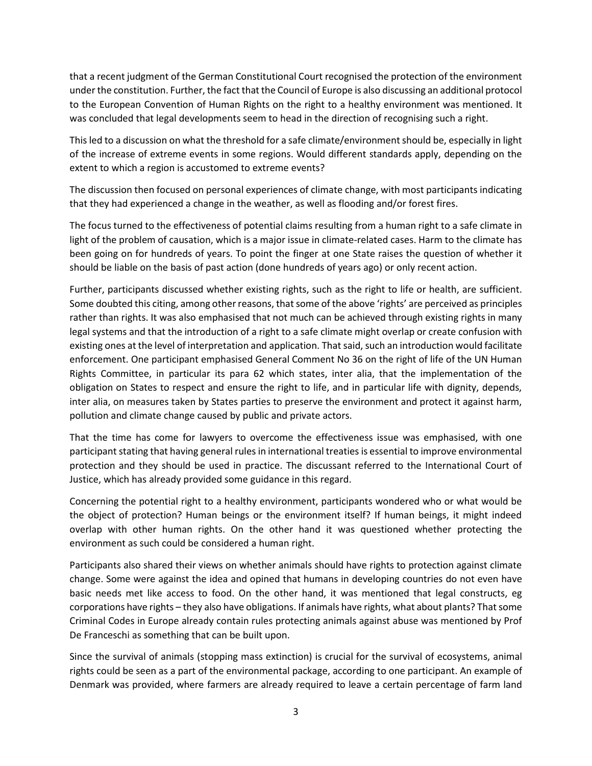that a recent judgment of the German Constitutional Court recognised the protection of the environment under the constitution. Further, the fact that the Council of Europe is also discussing an additional protocol to the European Convention of Human Rights on the right to a healthy environment was mentioned. It was concluded that legal developments seem to head in the direction of recognising such a right.

This led to a discussion on what the threshold for a safe climate/environment should be, especially in light of the increase of extreme events in some regions. Would different standards apply, depending on the extent to which a region is accustomed to extreme events?

The discussion then focused on personal experiences of climate change, with most participants indicating that they had experienced a change in the weather, as well as flooding and/or forest fires.

The focus turned to the effectiveness of potential claims resulting from a human right to a safe climate in light of the problem of causation, which is a major issue in climate-related cases. Harm to the climate has been going on for hundreds of years. To point the finger at one State raises the question of whether it should be liable on the basis of past action (done hundreds of years ago) or only recent action.

Further, participants discussed whether existing rights, such as the right to life or health, are sufficient. Some doubted this citing, among other reasons, that some of the above 'rights' are perceived as principles rather than rights. It was also emphasised that not much can be achieved through existing rights in many legal systems and that the introduction of a right to a safe climate might overlap or create confusion with existing ones at the level of interpretation and application. That said, such an introduction would facilitate enforcement. One participant emphasised General Comment No 36 on the right of life of the UN Human Rights Committee, in particular its para 62 which states, inter alia, that the implementation of the obligation on States to respect and ensure the right to life, and in particular life with dignity, depends, inter alia, on measures taken by States parties to preserve the environment and protect it against harm, pollution and climate change caused by public and private actors.

That the time has come for lawyers to overcome the effectiveness issue was emphasised, with one participant stating that having general rules in international treaties is essential to improve environmental protection and they should be used in practice. The discussant referred to the International Court of Justice, which has already provided some guidance in this regard.

Concerning the potential right to a healthy environment, participants wondered who or what would be the object of protection? Human beings or the environment itself? If human beings, it might indeed overlap with other human rights. On the other hand it was questioned whether protecting the environment as such could be considered a human right.

Participants also shared their views on whether animals should have rights to protection against climate change. Some were against the idea and opined that humans in developing countries do not even have basic needs met like access to food. On the other hand, it was mentioned that legal constructs, eg corporations have rights – they also have obligations. If animals have rights, what about plants? That some Criminal Codes in Europe already contain rules protecting animals against abuse was mentioned by Prof De Franceschi as something that can be built upon.

Since the survival of animals (stopping mass extinction) is crucial for the survival of ecosystems, animal rights could be seen as a part of the environmental package, according to one participant. An example of Denmark was provided, where farmers are already required to leave a certain percentage of farm land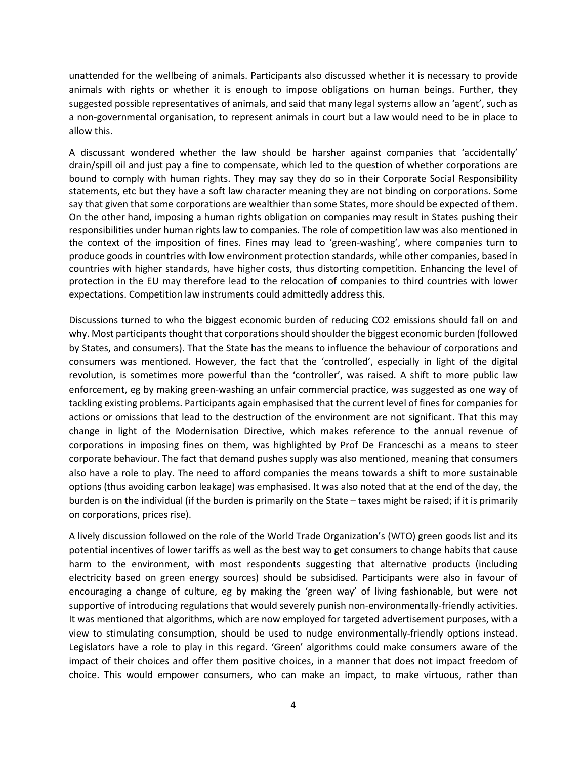unattended for the wellbeing of animals. Participants also discussed whether it is necessary to provide animals with rights or whether it is enough to impose obligations on human beings. Further, they suggested possible representatives of animals, and said that many legal systems allow an 'agent', such as a non-governmental organisation, to represent animals in court but a law would need to be in place to allow this.

A discussant wondered whether the law should be harsher against companies that 'accidentally' drain/spill oil and just pay a fine to compensate, which led to the question of whether corporations are bound to comply with human rights. They may say they do so in their Corporate Social Responsibility statements, etc but they have a soft law character meaning they are not binding on corporations. Some say that given that some corporations are wealthier than some States, more should be expected of them. On the other hand, imposing a human rights obligation on companies may result in States pushing their responsibilities under human rights law to companies. The role of competition law was also mentioned in the context of the imposition of fines. Fines may lead to 'green-washing', where companies turn to produce goods in countries with low environment protection standards, while other companies, based in countries with higher standards, have higher costs, thus distorting competition. Enhancing the level of protection in the EU may therefore lead to the relocation of companies to third countries with lower expectations. Competition law instruments could admittedly address this.

Discussions turned to who the biggest economic burden of reducing CO2 emissions should fall on and why. Most participants thought that corporations should shoulder the biggest economic burden (followed by States, and consumers). That the State has the means to influence the behaviour of corporations and consumers was mentioned. However, the fact that the 'controlled', especially in light of the digital revolution, is sometimes more powerful than the 'controller', was raised. A shift to more public law enforcement, eg by making green-washing an unfair commercial practice, was suggested as one way of tackling existing problems. Participants again emphasised that the current level of fines for companies for actions or omissions that lead to the destruction of the environment are not significant. That this may change in light of the Modernisation Directive, which makes reference to the annual revenue of corporations in imposing fines on them, was highlighted by Prof De Franceschi as a means to steer corporate behaviour. The fact that demand pushes supply was also mentioned, meaning that consumers also have a role to play. The need to afford companies the means towards a shift to more sustainable options (thus avoiding carbon leakage) was emphasised. It was also noted that at the end of the day, the burden is on the individual (if the burden is primarily on the State – taxes might be raised; if it is primarily on corporations, prices rise).

A lively discussion followed on the role of the World Trade Organization's (WTO) green goods list and its potential incentives of lower tariffs as well as the best way to get consumers to change habits that cause harm to the environment, with most respondents suggesting that alternative products (including electricity based on green energy sources) should be subsidised. Participants were also in favour of encouraging a change of culture, eg by making the 'green way' of living fashionable, but were not supportive of introducing regulations that would severely punish non-environmentally-friendly activities. It was mentioned that algorithms, which are now employed for targeted advertisement purposes, with a view to stimulating consumption, should be used to nudge environmentally-friendly options instead. Legislators have a role to play in this regard. 'Green' algorithms could make consumers aware of the impact of their choices and offer them positive choices, in a manner that does not impact freedom of choice. This would empower consumers, who can make an impact, to make virtuous, rather than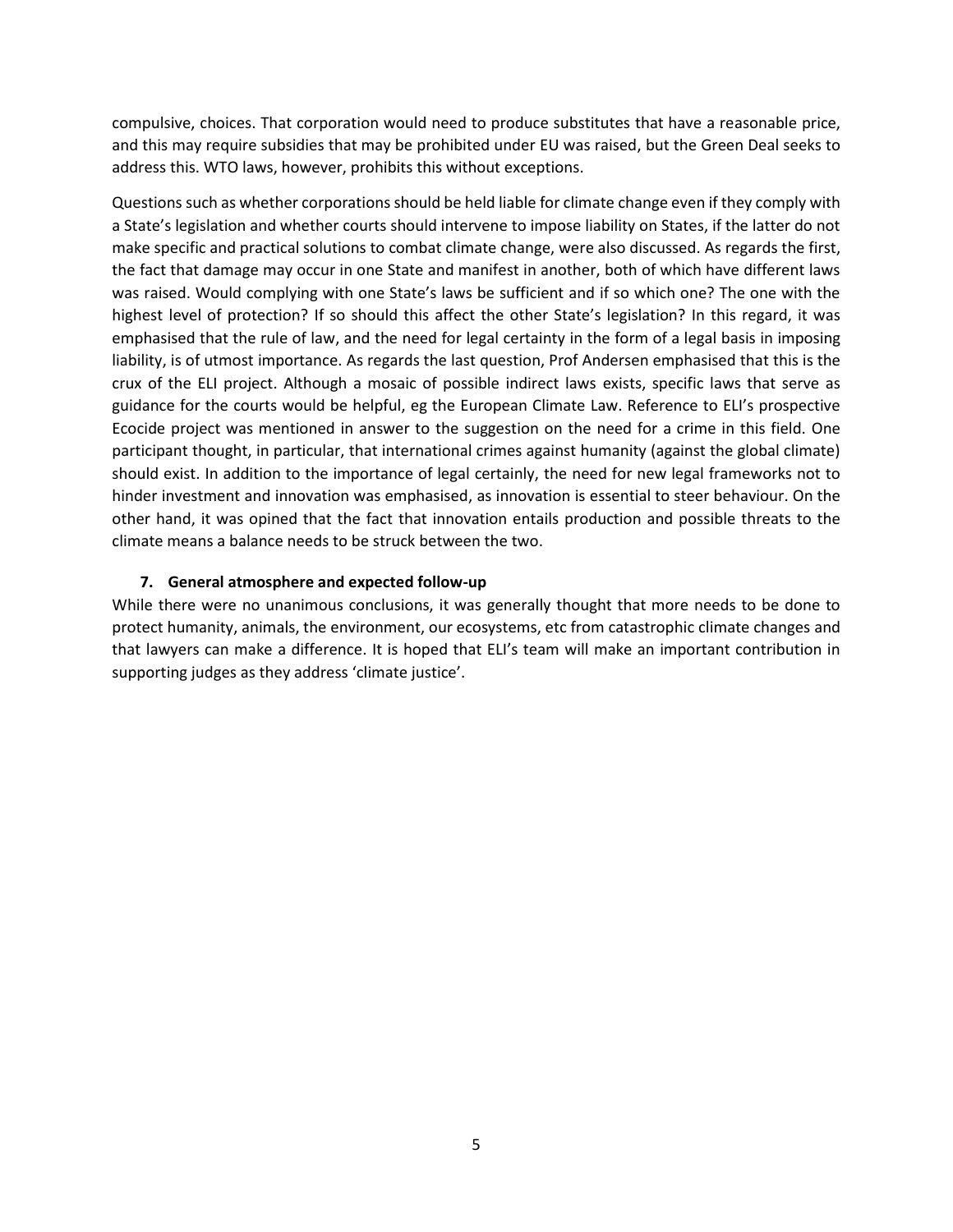compulsive, choices. That corporation would need to produce substitutes that have a reasonable price, and this may require subsidies that may be prohibited under EU was raised, but the Green Deal seeks to address this. WTO laws, however, prohibits this without exceptions.

Questions such as whether corporations should be held liable for climate change even if they comply with a State's legislation and whether courts should intervene to impose liability on States, if the latter do not make specific and practical solutions to combat climate change, were also discussed. As regards the first, the fact that damage may occur in one State and manifest in another, both of which have different laws was raised. Would complying with one State's laws be sufficient and if so which one? The one with the highest level of protection? If so should this affect the other State's legislation? In this regard, it was emphasised that the rule of law, and the need for legal certainty in the form of a legal basis in imposing liability, is of utmost importance. As regards the last question, Prof Andersen emphasised that this is the crux of the ELI project. Although a mosaic of possible indirect laws exists, specific laws that serve as guidance for the courts would be helpful, eg the European Climate Law. Reference to ELI's prospective Ecocide project was mentioned in answer to the suggestion on the need for a crime in this field. One participant thought, in particular, that international crimes against humanity (against the global climate) should exist. In addition to the importance of legal certainly, the need for new legal frameworks not to hinder investment and innovation was emphasised, as innovation is essential to steer behaviour. On the other hand, it was opined that the fact that innovation entails production and possible threats to the climate means a balance needs to be struck between the two.

## 7. General atmosphere and expected follow-up

While there were no unanimous conclusions, it was generally thought that more needs to be done to protect humanity, animals, the environment, our ecosystems, etc from catastrophic climate changes and that lawyers can make a difference. It is hoped that ELI's team will make an important contribution in supporting judges as they address 'climate justice'.